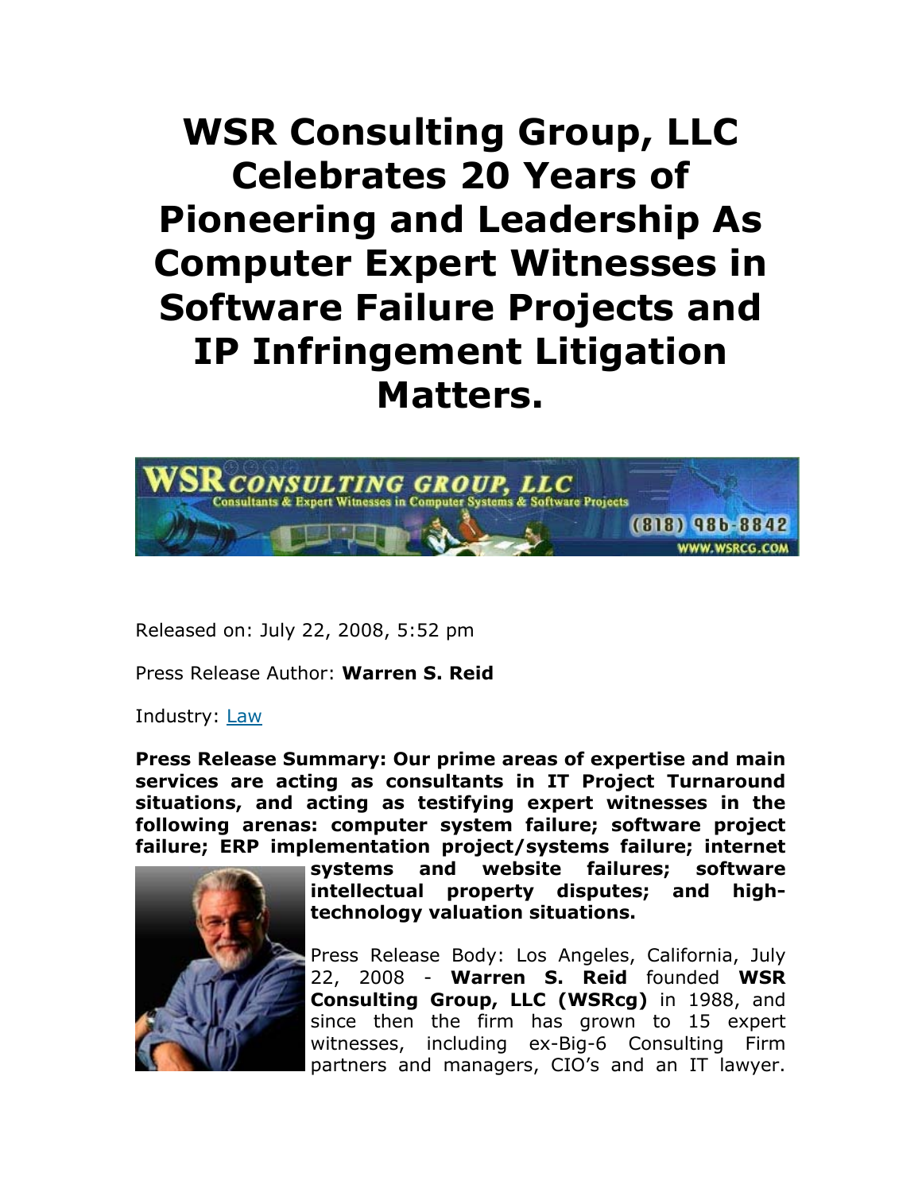# WSR Consulting Group, LLC Celebrates 20 Years of Pioneering and Leadership As Computer Expert Witnesses in Software Failure Projects and IP Infringement Litigation Matters.

Released on: July 22, 2008, 5:52 pm

Press Release Author: **Warren S. Reid**

Industry: Law

**Press Release Summary: Our prime areas of expertise and main services are acting as consultants in IT Project Turnaround situations, and acting as testifying expert witnesses in the following arenas: computer system failure; software project failure; ERP implementation project/systems failure; internet systems and website failures; software intellectual property disputes; and high-technology valuation situations.**

Press Release Body: Los Angeles, California, July 22, 2008 - **Warren S. Reid** founded **WSR Consulting Group, LLC (WSRcg)** in 1988, and since then the firm has grown to 15 expert witnesses, including ex-Big-6 Consulting Firm partners and managers, CIO's and an IT lawyer.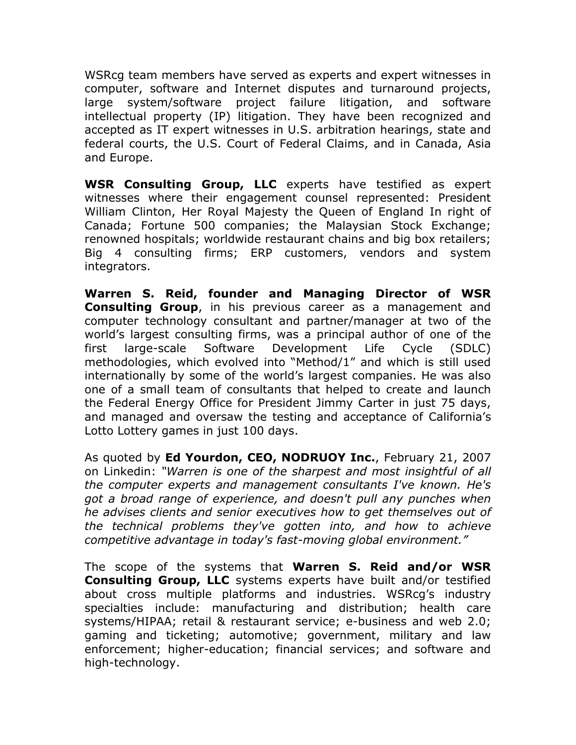WSRcg team members have served as experts and expert witnesses in computer, software and Internet disputes and turnaround projects, large system/software project failure litigation, and software intellectual property (IP) litigation. They have been recognized and accepted as IT expert witnesses in U.S. arbitration hearings, state and federal courts, the U.S. Court of Federal Claims, and in Canada, Asia and Europe.

**WSR Consulting Group, LLC** experts have testified as expert witnesses where their engagement counsel represented: President William Clinton, Her Royal Majesty the Queen of England In right of Canada; Fortune 500 companies; the Malaysian Stock Exchange; renowned hospitals; worldwide restaurant chains and big box retailers; Big 4 consulting firms; ERP customers, vendors and system integrators.

**Warren S. Reid, founder and Managing Director of WSR Consulting Group**, in his previous career as a management and computer technology consultant and partner/manager at two of the world's largest consulting firms, was a principal author of one of the first large-scale Software Development Life Cycle (SDLC) methodologies, which evolved into "Method/1" and which is still used internationally by some of the world's largest companies. He was also one of a small team of consultants that helped to create and launch the Federal Energy Office for President Jimmy Carter in just 75 days, and managed and oversaw the testing and acceptance of California's Lotto Lottery games in just 100 days.

As quoted by **Ed Yourdon, CEO, NODRUOY Inc.**, February 21, 2007 on Linkedin: *"Warren is one of the sharpest and most insightful of all the computer experts and management consultants I've known. He's got a broad range of experience, and doesn't pull any punches when he advises clients and senior executives how to get themselves out of the technical problems they've gotten into, and how to achieve competitive advantage in today's fast-moving global environment."*

The scope of the systems that **Warren S. Reid and/or WSR Consulting Group, LLC** systems experts have built and/or testified about cross multiple platforms and industries. WSRcg's industry specialties include: manufacturing and distribution; health care systems/HIPAA; retail & restaurant service; e-business and web 2.0; gaming and ticketing; automotive; government, military and law enforcement; higher-education; financial services; and software and high-technology.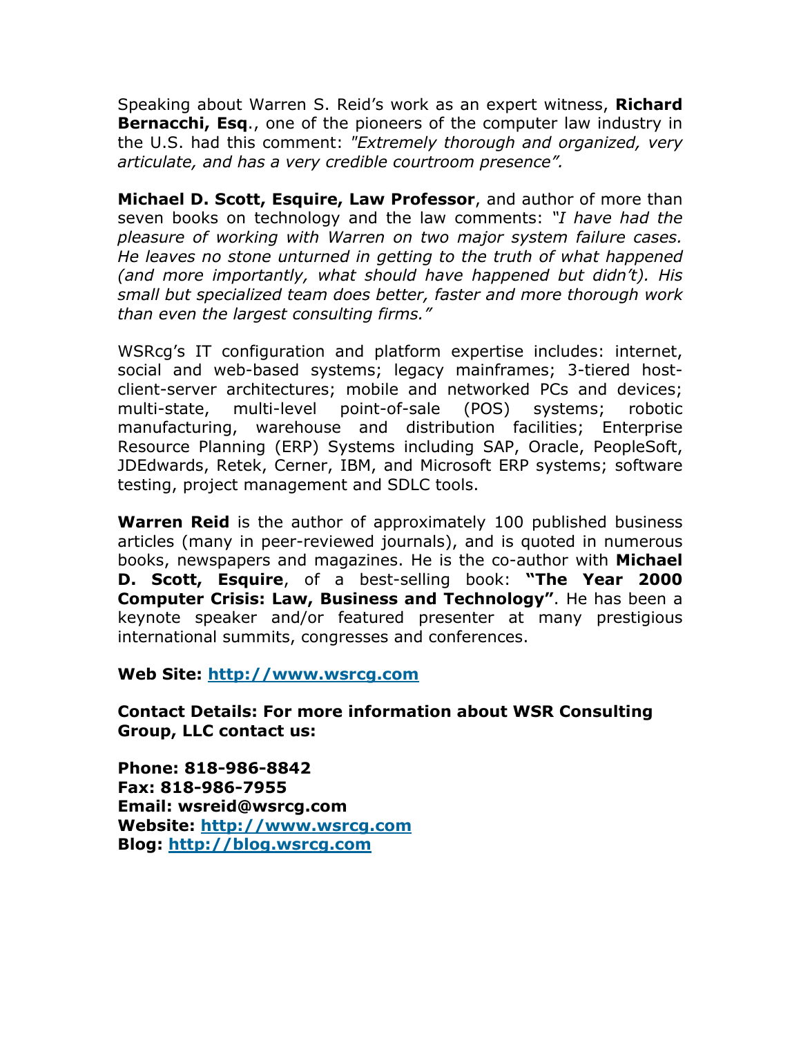Speaking about Warren S. Reid's work as an expert witness, **Richard Bernacchi, Esq**., one of the pioneers of the computer law industry in the U.S. had this comment: *"Extremely thorough and organized, very articulate, and has a very credible courtroom presence".*

**Michael D. Scott, Esquire, Law Professor**, and author of more than seven books on technology and the law comments: *"I have had the pleasure of working with Warren on two major system failure cases. He leaves no stone unturned in getting to the truth of what happened (and more importantly, what should have happened but didn't). His small but specialized team does better, faster and more thorough work than even the largest consulting firms."*

WSRcg's IT configuration and platform expertise includes: internet, social and web-based systems; legacy mainframes; 3-tiered host-client-server architectures; mobile and networked PCs and devices; multi-state, multi-level point-of-sale (POS) systems; robotic manufacturing, warehouse and distribution facilities; Enterprise Resource Planning (ERP) Systems including SAP, Oracle, PeopleSoft, JDEdwards, Retek, Cerner, IBM, and Microsoft ERP systems; software testing, project management and SDLC tools.

**Warren Reid** is the author of approximately 100 published business articles (many in peer-reviewed journals), and is quoted in numerous books, newspapers and magazines. He is the co-author with **Michael D. Scott, Esquire**, of a best-selling book: **"The Year 2000 Computer Crisis: Law, Business and Technology"**. He has been a keynote speaker and/or featured presenter at many prestigious international summits, congresses and conferences.

**Web Site: [http://www.wsrcg.com](http://www.wsrcg.com)**

**Contact Details: For more information about WSR Consulting Group, LLC contact us:**

**Phone: 818-986-8842**
**Fax: 818-986-7955**
**Email: wsreid@wsrcg.com**
**Website: [http://www.wsrcg.com](http://www.wsrcg.com)**
**Blog: [http://blog.wsrcg.com](http://blog.wsrcg.com)**